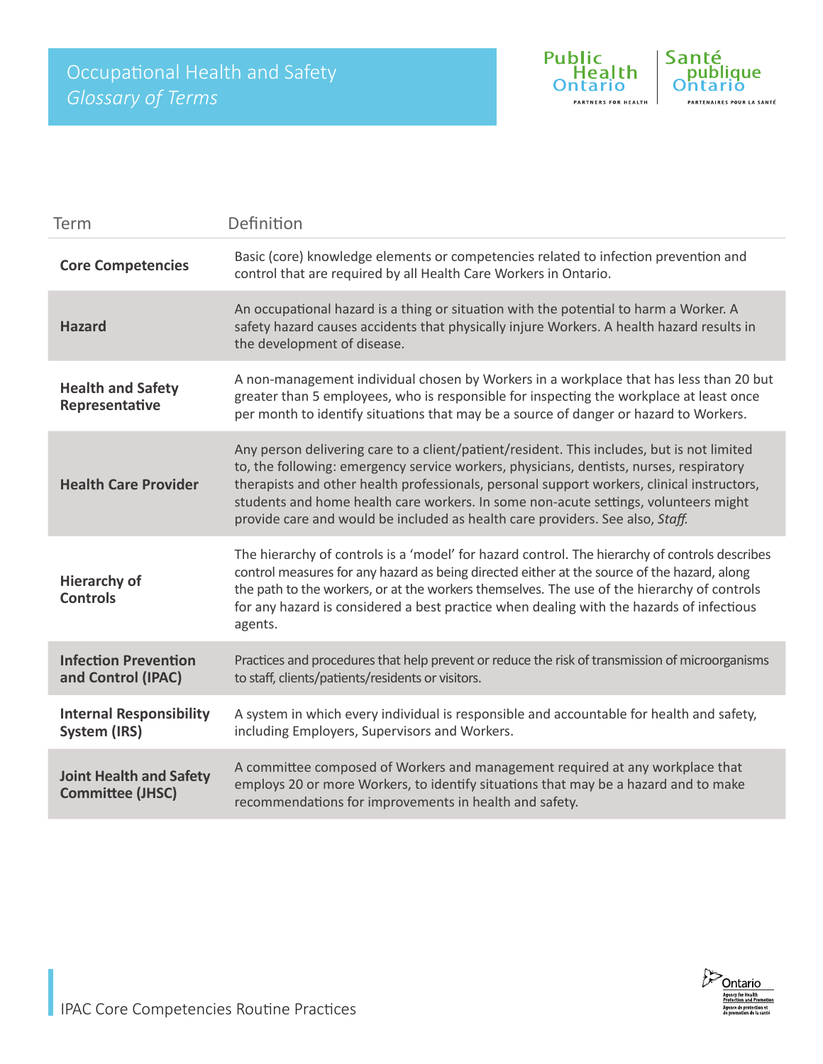# Occupational Health and Safety

## *Glossary of Terms*

| Term | Definition |
|---|---|
| **Core Competencies** | Basic (core) knowledge elements or competencies related to infection prevention and control that are required by all Health Care Workers in Ontario. |
| **Hazard** | An occupational hazard is a thing or situation with the potential to harm a Worker. A safety hazard causes accidents that physically injure Workers. A health hazard results in the development of disease. |
| **Health and Safety Representative** | A non-management individual chosen by Workers in a workplace that has less than 20 but greater than 5 employees, who is responsible for inspecting the workplace at least once per month to identify situations that may be a source of danger or hazard to Workers. |
| **Health Care Provider** | Any person delivering care to a client/patient/resident. This includes, but is not limited to, the following: emergency service workers, physicians, dentists, nurses, respiratory therapists and other health professionals, personal support workers, clinical instructors, students and home health care workers. In some non-acute settings, volunteers might provide care and would be included as health care providers. See also, *Staff.* |
| **Hierarchy of Controls** | The hierarchy of controls is a 'model' for hazard control. The hierarchy of controls describes control measures for any hazard as being directed either at the source of the hazard, along the path to the workers, or at the workers themselves. The use of the hierarchy of controls for any hazard is considered a best practice when dealing with the hazards of infectious agents. |
| **Infection Prevention and Control (IPAC)** | Practices and procedures that help prevent or reduce the risk of transmission of microorganisms to staff, clients/patients/residents or visitors. |
| **Internal Responsibility System (IRS)** | A system in which every individual is responsible and accountable for health and safety, including Employers, Supervisors and Workers. |
| **Joint Health and Safety Committee (JHSC)** | A committee composed of Workers and management required at any workplace that employs 20 or more Workers, to identify situations that may be a hazard and to make recommendations for improvements in health and safety. |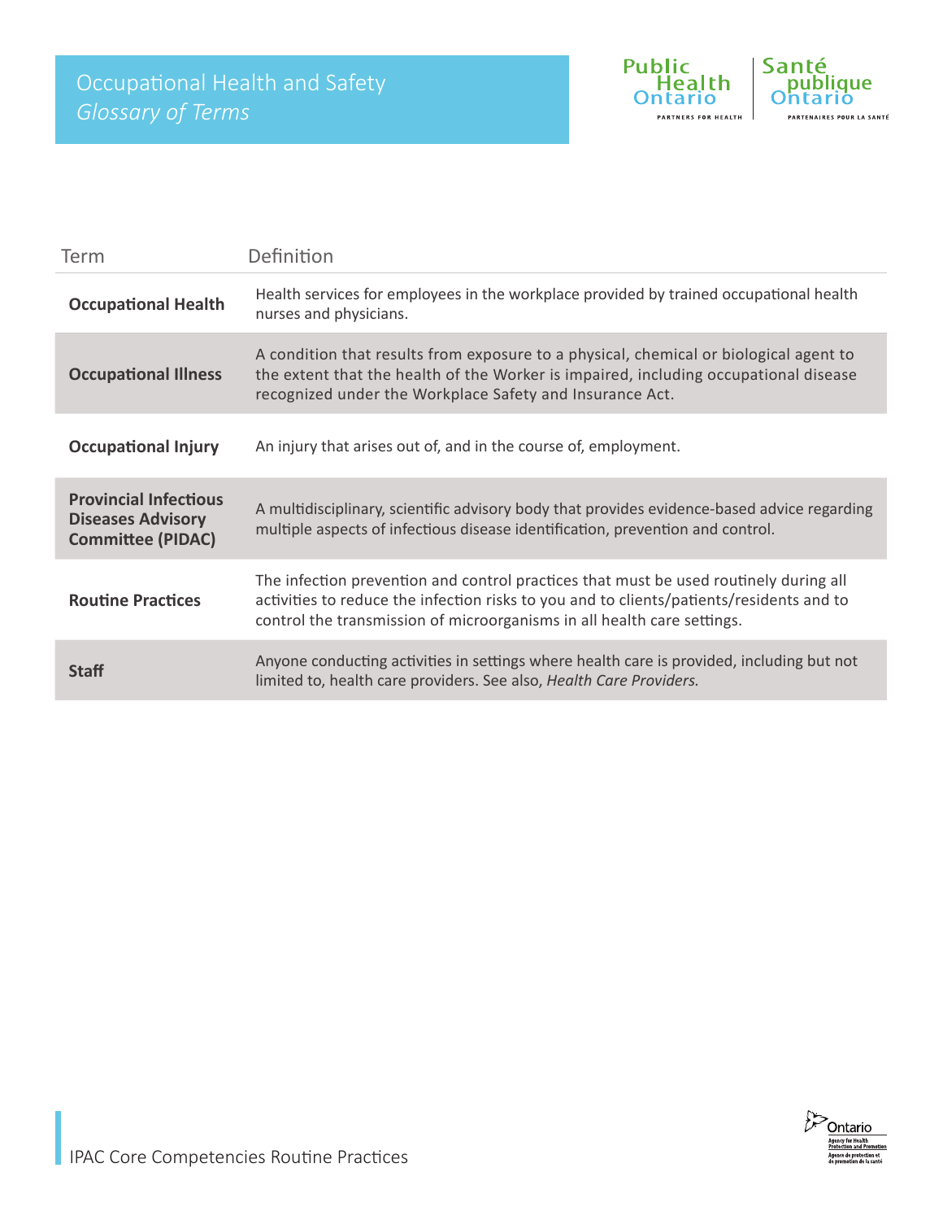# Occupational Health and Safety

## *Glossary of Terms*

| Term | Definition |
| --- | --- |
| **Occupational Health** | Health services for employees in the workplace provided by trained occupational health nurses and physicians. |
| **Occupational Illness** | A condition that results from exposure to a physical, chemical or biological agent to the extent that the health of the Worker is impaired, including occupational disease recognized under the Workplace Safety and Insurance Act. |
| **Occupational Injury** | An injury that arises out of, and in the course of, employment. |
| **Provincial Infectious Diseases Advisory Committee (PIDAC)** | A multidisciplinary, scientific advisory body that provides evidence-based advice regarding multiple aspects of infectious disease identification, prevention and control. |
| **Routine Practices** | The infection prevention and control practices that must be used routinely during all activities to reduce the infection risks to you and to clients/patients/residents and to control the transmission of microorganisms in all health care settings. |
| **Staff** | Anyone conducting activities in settings where health care is provided, including but not limited to, health care providers. See also, *Health Care Providers.* |